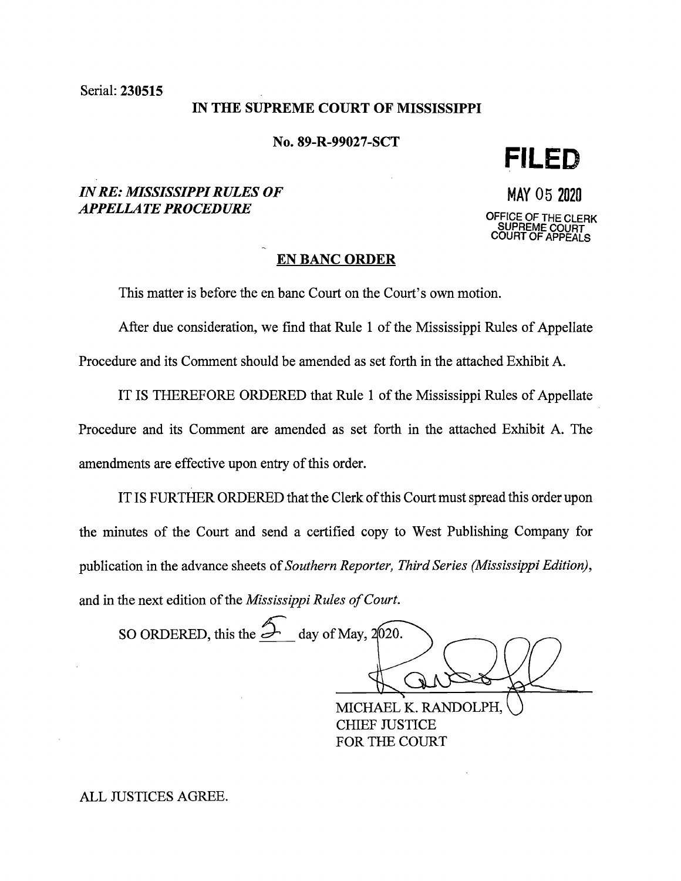Serial: **230515**

**IN THE SUPREME COURT OF MISSISSIPPI**

**No. 89-R-99027-SCT**

***IN RE: MISSISSIPPI RULES OF APPELLATE PROCEDURE***

**FILED**

MAY 05 2020

OFFICE OF THE CLERK
SUPREME COURT
COURT OF APPEALS

**EN BANC ORDER**

This matter is before the en banc Court on the Court's own motion.

After due consideration, we find that Rule 1 of the Mississippi Rules of Appellate Procedure and its Comment should be amended as set forth in the attached Exhibit A.

IT IS THEREFORE ORDERED that Rule 1 of the Mississippi Rules of Appellate Procedure and its Comment are amended as set forth in the attached Exhibit A. The amendments are effective upon entry of this order.

IT IS FURTHER ORDERED that the Clerk of this Court must spread this order upon the minutes of the Court and send a certified copy to West Publishing Company for publication in the advance sheets of *Southern Reporter, Third Series (Mississippi Edition)*, and in the next edition of the *Mississippi Rules of Court*.

SO ORDERED, this the 5 day of May, 2020.

MICHAEL K. RANDOLPH,
CHIEF JUSTICE
FOR THE COURT

ALL JUSTICES AGREE.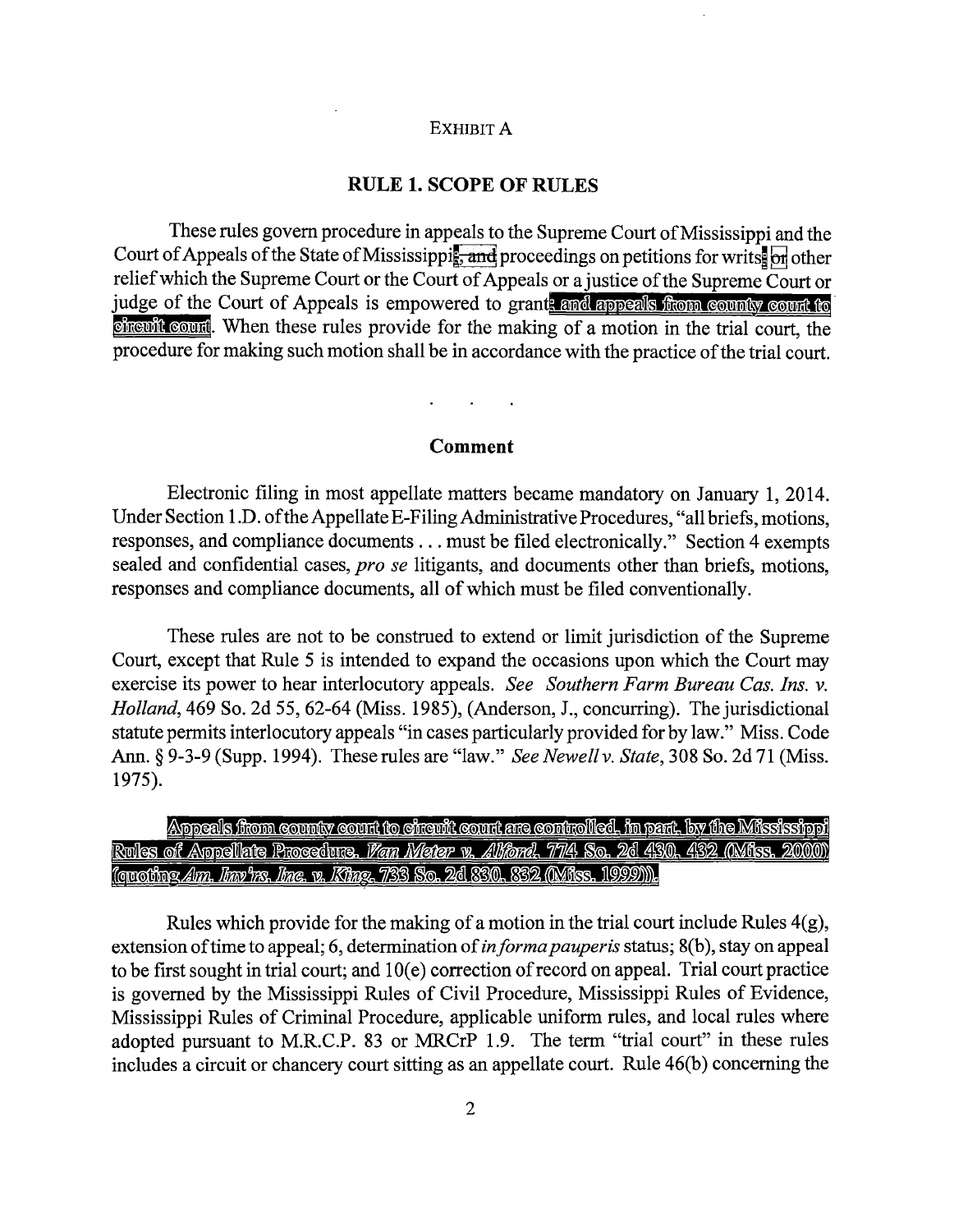EXHIBIT A

## RULE 1. SCOPE OF RULES

These rules govern procedure in appeals to the Supreme Court of Mississippi and the Court of Appeals of the State of Mississippi; ~~, and~~ proceedings on petitions for writs; or other relief which the Supreme Court or the Court of Appeals or a justice of the Supreme Court or judge of the Court of Appeals is empowered to grant; and appeals from county court to circuit court. When these rules provide for the making of a motion in the trial court, the procedure for making such motion shall be in accordance with the practice of the trial court.

. . .

### Comment

Electronic filing in most appellate matters became mandatory on January 1, 2014. Under Section 1.D. of the Appellate E-Filing Administrative Procedures, "all briefs, motions, responses, and compliance documents . . . must be filed electronically." Section 4 exempts sealed and confidential cases, *pro se* litigants, and documents other than briefs, motions, responses and compliance documents, all of which must be filed conventionally.

These rules are not to be construed to extend or limit jurisdiction of the Supreme Court, except that Rule 5 is intended to expand the occasions upon which the Court may exercise its power to hear interlocutory appeals. *See Southern Farm Bureau Cas. Ins. v. Holland*, 469 So. 2d 55, 62-64 (Miss. 1985), (Anderson, J., concurring). The jurisdictional statute permits interlocutory appeals "in cases particularly provided for by law." Miss. Code Ann. § 9-3-9 (Supp. 1994). These rules are "law." *See Newell v. State*, 308 So. 2d 71 (Miss. 1975).

Appeals from county court to circuit court are controlled, in part, by the Mississippi Rules of Appellate Procedure. *Van Meter v. Alford*, 774 So. 2d 430, 432 (Miss. 2000) (quoting *Am. Inv'rs, Inc. v. King*, 733 So. 2d 830, 832 (Miss. 1999)).

Rules which provide for the making of a motion in the trial court include Rules 4(g), extension of time to appeal; 6, determination of *in forma pauperis* status; 8(b), stay on appeal to be first sought in trial court; and 10(e) correction of record on appeal. Trial court practice is governed by the Mississippi Rules of Civil Procedure, Mississippi Rules of Evidence, Mississippi Rules of Criminal Procedure, applicable uniform rules, and local rules where adopted pursuant to M.R.C.P. 83 or MRCrP 1.9. The term "trial court" in these rules includes a circuit or chancery court sitting as an appellate court. Rule 46(b) concerning the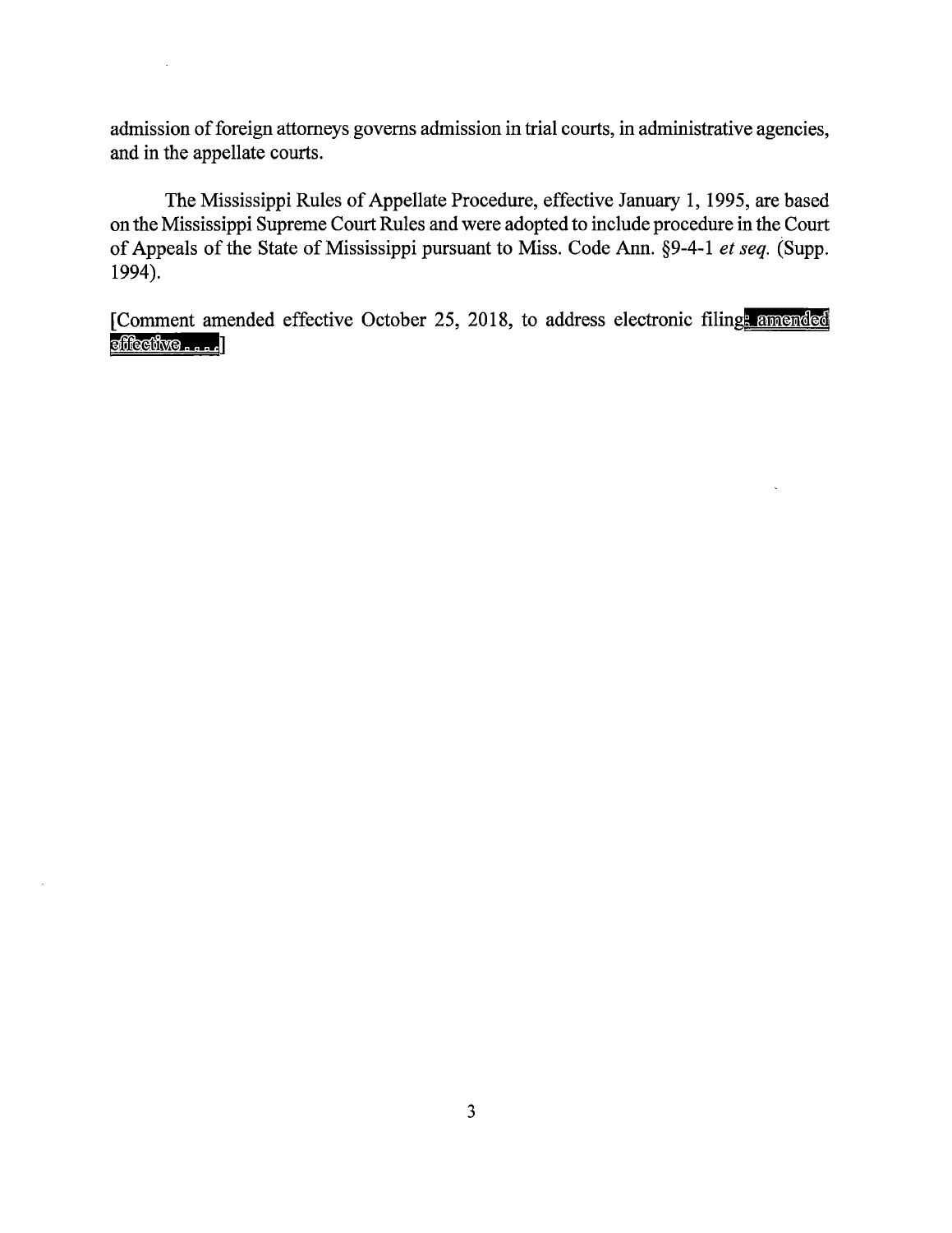admission of foreign attorneys governs admission in trial courts, in administrative agencies, and in the appellate courts.

The Mississippi Rules of Appellate Procedure, effective January 1, 1995, are based on the Mississippi Supreme Court Rules and were adopted to include procedure in the Court of Appeals of the State of Mississippi pursuant to Miss. Code Ann. §9-4-1 *et seq.* (Supp. 1994).

[Comment amended effective October 25, 2018, to address electronic filing; amended effective . . . .]